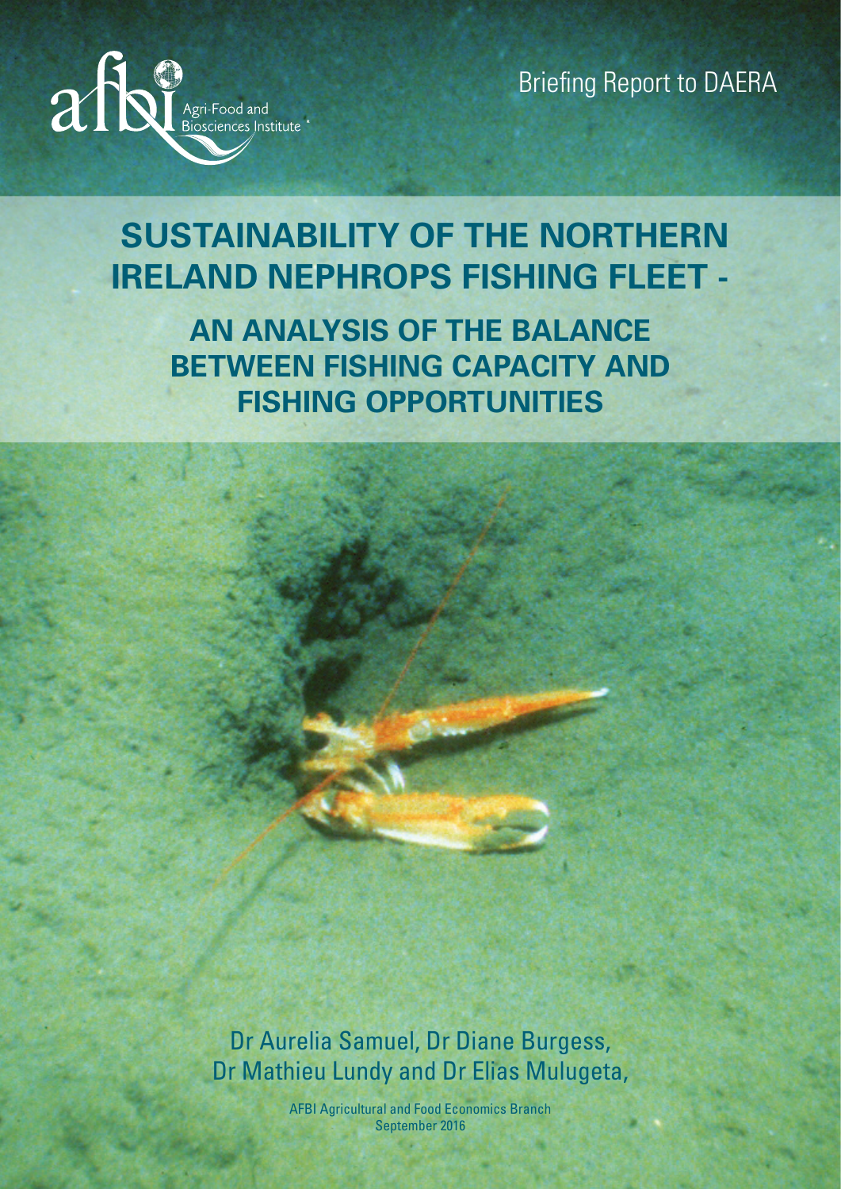Agri-Food and Biosciences Institute

Briefing Report to DAERA

# SUSTAINABILITY OF THE NORTHERN IRELAND NEPHROPS FISHING FLEET -

## AN ANALYSIS OF THE BALANCE BETWEEN FISHING CAPACITY AND FISHING OPPORTUNITIES

Dr Aurelia Samuel, Dr Diane Burgess, Dr Mathieu Lundy and Dr Elias Mulugeta,

AFBI Agricultural and Food Economics Branch
September 2016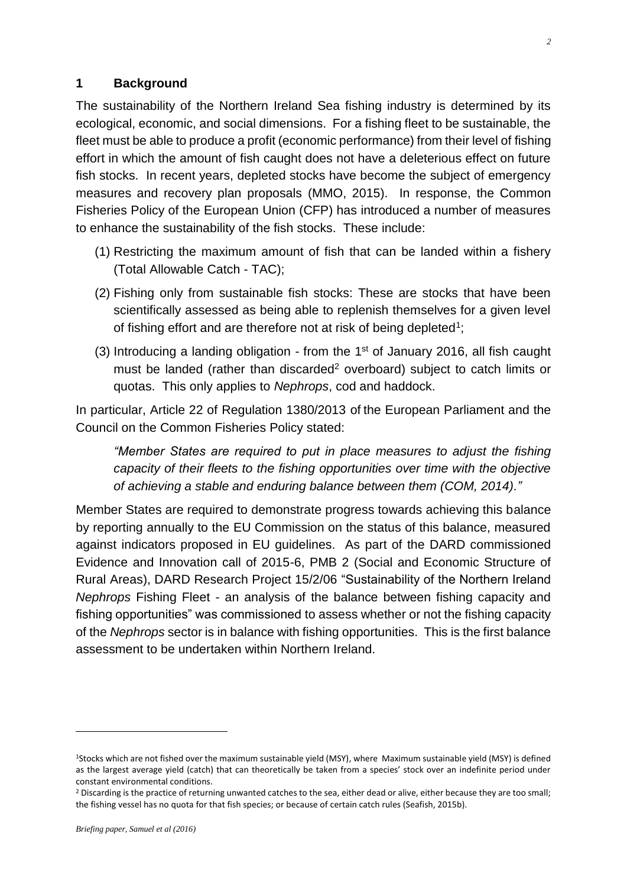## 1 Background

The sustainability of the Northern Ireland Sea fishing industry is determined by its ecological, economic, and social dimensions. For a fishing fleet to be sustainable, the fleet must be able to produce a profit (economic performance) from their level of fishing effort in which the amount of fish caught does not have a deleterious effect on future fish stocks. In recent years, depleted stocks have become the subject of emergency measures and recovery plan proposals (MMO, 2015). In response, the Common Fisheries Policy of the European Union (CFP) has introduced a number of measures to enhance the sustainability of the fish stocks. These include:

(1) Restricting the maximum amount of fish that can be landed within a fishery (Total Allowable Catch - TAC);

(2) Fishing only from sustainable fish stocks: These are stocks that have been scientifically assessed as being able to replenish themselves for a given level of fishing effort and are therefore not at risk of being depleted[1];

(3) Introducing a landing obligation - from the 1st of January 2016, all fish caught must be landed (rather than discarded[2] overboard) subject to catch limits or quotas. This only applies to *Nephrops*, cod and haddock.

In particular, Article 22 of Regulation 1380/2013 of the European Parliament and the Council on the Common Fisheries Policy stated:

> *"Member States are required to put in place measures to adjust the fishing capacity of their fleets to the fishing opportunities over time with the objective of achieving a stable and enduring balance between them (COM, 2014)."*

Member States are required to demonstrate progress towards achieving this balance by reporting annually to the EU Commission on the status of this balance, measured against indicators proposed in EU guidelines. As part of the DARD commissioned Evidence and Innovation call of 2015-6, PMB 2 (Social and Economic Structure of Rural Areas), DARD Research Project 15/2/06 "Sustainability of the Northern Ireland *Nephrops* Fishing Fleet - an analysis of the balance between fishing capacity and fishing opportunities" was commissioned to assess whether or not the fishing capacity of the *Nephrops* sector is in balance with fishing opportunities. This is the first balance assessment to be undertaken within Northern Ireland.

---

[1] Stocks which are not fished over the maximum sustainable yield (MSY), where Maximum sustainable yield (MSY) is defined as the largest average yield (catch) that can theoretically be taken from a species' stock over an indefinite period under constant environmental conditions.

[2] Discarding is the practice of returning unwanted catches to the sea, either dead or alive, either because they are too small; the fishing vessel has no quota for that fish species; or because of certain catch rules (Seafish, 2015b).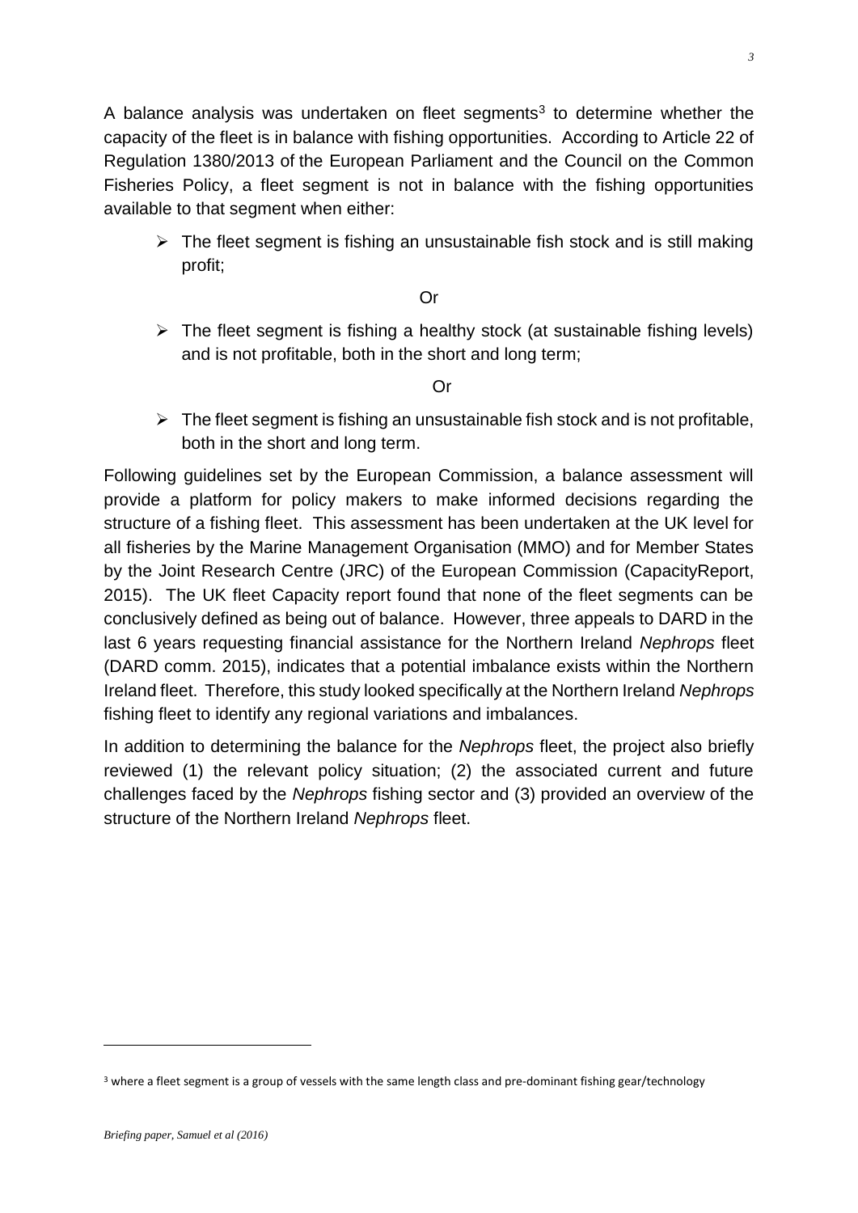A balance analysis was undertaken on fleet segments[3] to determine whether the capacity of the fleet is in balance with fishing opportunities. According to Article 22 of Regulation 1380/2013 of the European Parliament and the Council on the Common Fisheries Policy, a fleet segment is not in balance with the fishing opportunities available to that segment when either:

- The fleet segment is fishing an unsustainable fish stock and is still making profit;

Or

- The fleet segment is fishing a healthy stock (at sustainable fishing levels) and is not profitable, both in the short and long term;

Or

- The fleet segment is fishing an unsustainable fish stock and is not profitable, both in the short and long term.

Following guidelines set by the European Commission, a balance assessment will provide a platform for policy makers to make informed decisions regarding the structure of a fishing fleet. This assessment has been undertaken at the UK level for all fisheries by the Marine Management Organisation (MMO) and for Member States by the Joint Research Centre (JRC) of the European Commission (CapacityReport, 2015). The UK fleet Capacity report found that none of the fleet segments can be conclusively defined as being out of balance. However, three appeals to DARD in the last 6 years requesting financial assistance for the Northern Ireland *Nephrops* fleet (DARD comm. 2015), indicates that a potential imbalance exists within the Northern Ireland fleet. Therefore, this study looked specifically at the Northern Ireland *Nephrops* fishing fleet to identify any regional variations and imbalances.

In addition to determining the balance for the *Nephrops* fleet, the project also briefly reviewed (1) the relevant policy situation; (2) the associated current and future challenges faced by the *Nephrops* fishing sector and (3) provided an overview of the structure of the Northern Ireland *Nephrops* fleet.

---

[3] where a fleet segment is a group of vessels with the same length class and pre-dominant fishing gear/technology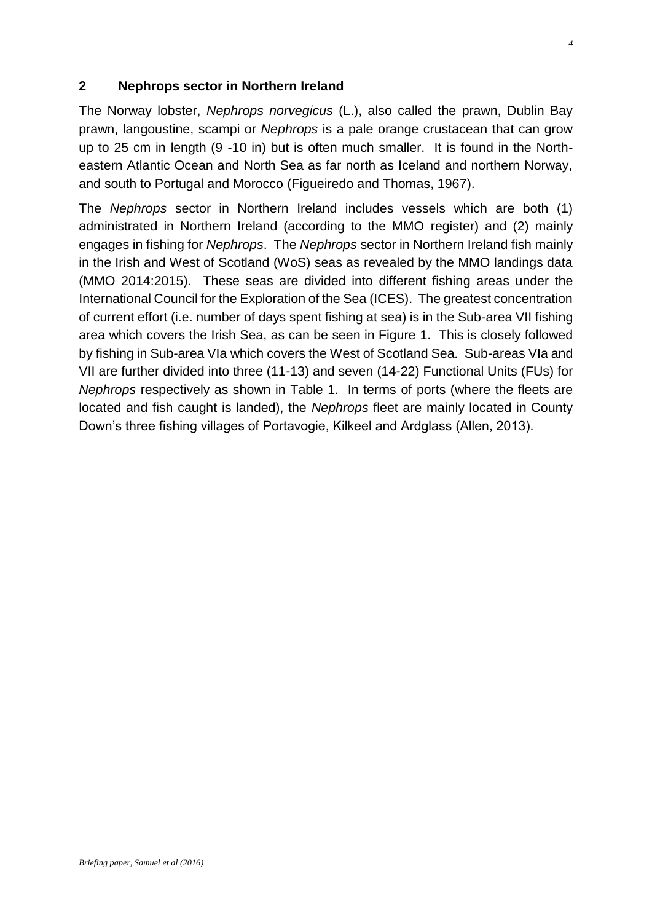## 2 Nephrops sector in Northern Ireland

The Norway lobster, *Nephrops norvegicus* (L.), also called the prawn, Dublin Bay prawn, langoustine, scampi or *Nephrops* is a pale orange crustacean that can grow up to 25 cm in length (9 -10 in) but is often much smaller. It is found in the North-eastern Atlantic Ocean and North Sea as far north as Iceland and northern Norway, and south to Portugal and Morocco (Figueiredo and Thomas, 1967).

The *Nephrops* sector in Northern Ireland includes vessels which are both (1) administrated in Northern Ireland (according to the MMO register) and (2) mainly engages in fishing for *Nephrops*. The *Nephrops* sector in Northern Ireland fish mainly in the Irish and West of Scotland (WoS) seas as revealed by the MMO landings data (MMO 2014:2015). These seas are divided into different fishing areas under the International Council for the Exploration of the Sea (ICES). The greatest concentration of current effort (i.e. number of days spent fishing at sea) is in the Sub-area VII fishing area which covers the Irish Sea, as can be seen in Figure 1. This is closely followed by fishing in Sub-area VIa which covers the West of Scotland Sea. Sub-areas VIa and VII are further divided into three (11-13) and seven (14-22) Functional Units (FUs) for *Nephrops* respectively as shown in Table 1. In terms of ports (where the fleets are located and fish caught is landed), the *Nephrops* fleet are mainly located in County Down's three fishing villages of Portavogie, Kilkeel and Ardglass (Allen, 2013).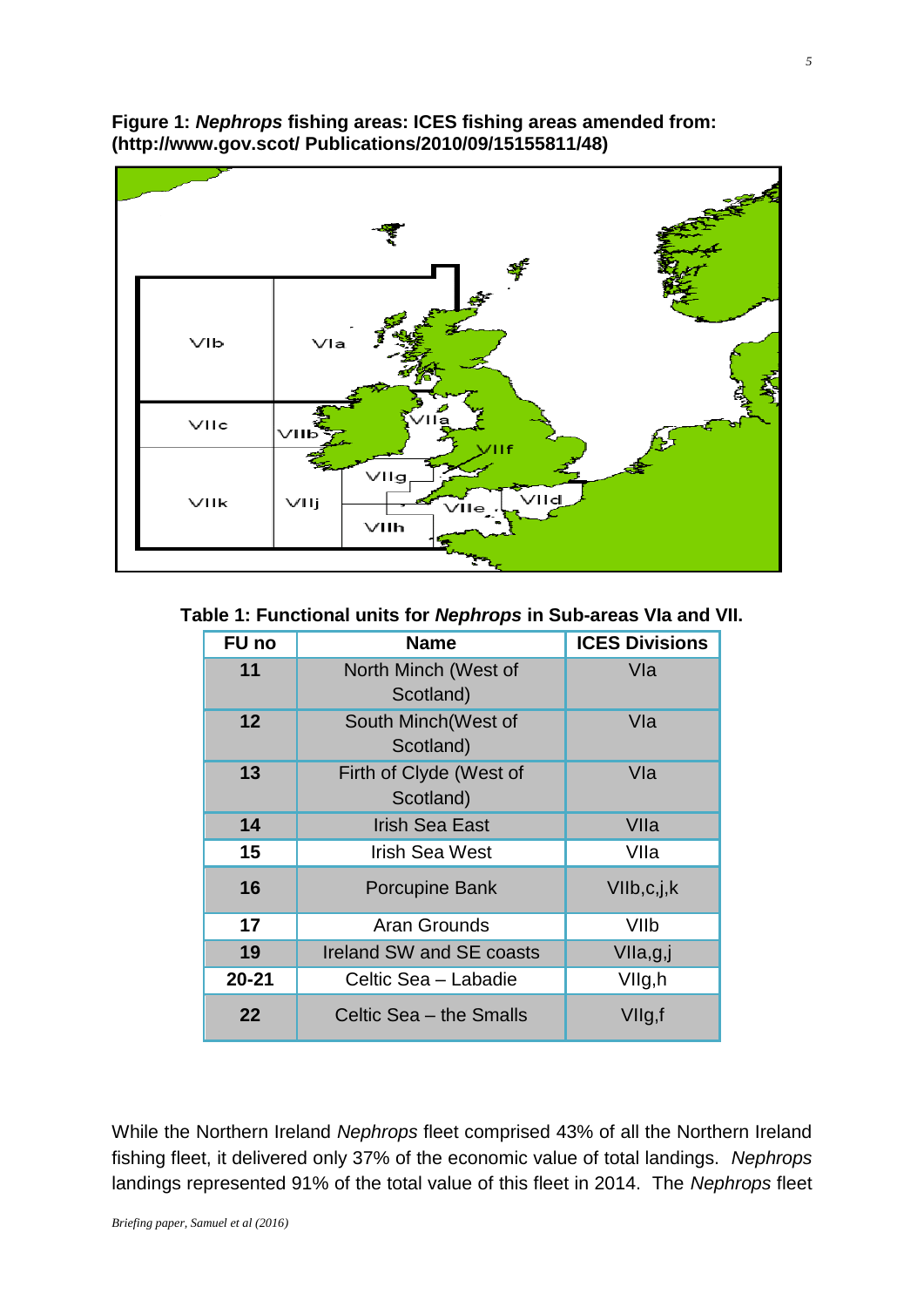**Figure 1: *Nephrops* fishing areas: ICES fishing areas amended from: (http://www.gov.scot/ Publications/2010/09/15155811/48)**

**Table 1: Functional units for *Nephrops* in Sub-areas VIa and VII.**

| FU no | Name | ICES Divisions |
|---|---|---|
| **11** | North Minch (West of Scotland) | VIa |
| **12** | South Minch(West of Scotland) | VIa |
| **13** | Firth of Clyde (West of Scotland) | VIa |
| **14** | Irish Sea East | VIIa |
| **15** | Irish Sea West | VIIa |
| **16** | Porcupine Bank | VIIb,c,j,k |
| **17** | Aran Grounds | VIIb |
| **19** | Ireland SW and SE coasts | VIIa,g,j |
| **20-21** | Celtic Sea – Labadie | VIIg,h |
| **22** | Celtic Sea – the Smalls | VIIg,f |

While the Northern Ireland *Nephrops* fleet comprised 43% of all the Northern Ireland fishing fleet, it delivered only 37% of the economic value of total landings. *Nephrops* landings represented 91% of the total value of this fleet in 2014. The *Nephrops* fleet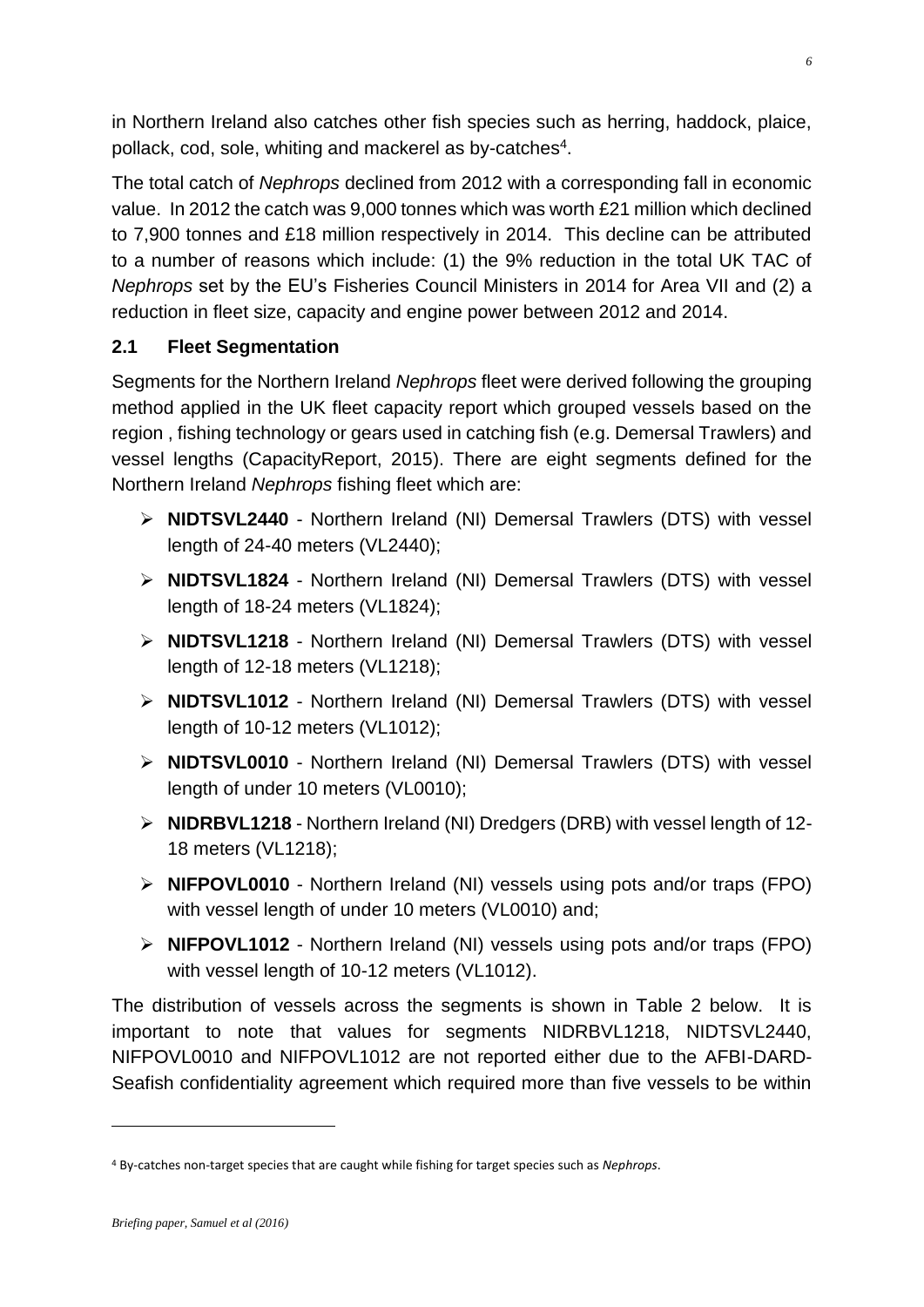in Northern Ireland also catches other fish species such as herring, haddock, plaice, pollack, cod, sole, whiting and mackerel as by-catches[4].

The total catch of *Nephrops* declined from 2012 with a corresponding fall in economic value. In 2012 the catch was 9,000 tonnes which was worth £21 million which declined to 7,900 tonnes and £18 million respectively in 2014. This decline can be attributed to a number of reasons which include: (1) the 9% reduction in the total UK TAC of *Nephrops* set by the EU's Fisheries Council Ministers in 2014 for Area VII and (2) a reduction in fleet size, capacity and engine power between 2012 and 2014.

## 2.1 Fleet Segmentation

Segments for the Northern Ireland *Nephrops* fleet were derived following the grouping method applied in the UK fleet capacity report which grouped vessels based on the region , fishing technology or gears used in catching fish (e.g. Demersal Trawlers) and vessel lengths (CapacityReport, 2015). There are eight segments defined for the Northern Ireland *Nephrops* fishing fleet which are:

- **NIDTSVL2440** - Northern Ireland (NI) Demersal Trawlers (DTS) with vessel length of 24-40 meters (VL2440);
- **NIDTSVL1824** - Northern Ireland (NI) Demersal Trawlers (DTS) with vessel length of 18-24 meters (VL1824);
- **NIDTSVL1218** - Northern Ireland (NI) Demersal Trawlers (DTS) with vessel length of 12-18 meters (VL1218);
- **NIDTSVL1012** - Northern Ireland (NI) Demersal Trawlers (DTS) with vessel length of 10-12 meters (VL1012);
- **NIDTSVL0010** - Northern Ireland (NI) Demersal Trawlers (DTS) with vessel length of under 10 meters (VL0010);
- **NIDRBVL1218** - Northern Ireland (NI) Dredgers (DRB) with vessel length of 12-18 meters (VL1218);
- **NIFPOVL0010** - Northern Ireland (NI) vessels using pots and/or traps (FPO) with vessel length of under 10 meters (VL0010) and;
- **NIFPOVL1012** - Northern Ireland (NI) vessels using pots and/or traps (FPO) with vessel length of 10-12 meters (VL1012).

The distribution of vessels across the segments is shown in Table 2 below. It is important to note that values for segments NIDRBVL1218, NIDTSVL2440, NIFPOVL0010 and NIFPOVL1012 are not reported either due to the AFBI-DARD-Seafish confidentiality agreement which required more than five vessels to be within

[4] By-catches non-target species that are caught while fishing for target species such as *Nephrops*.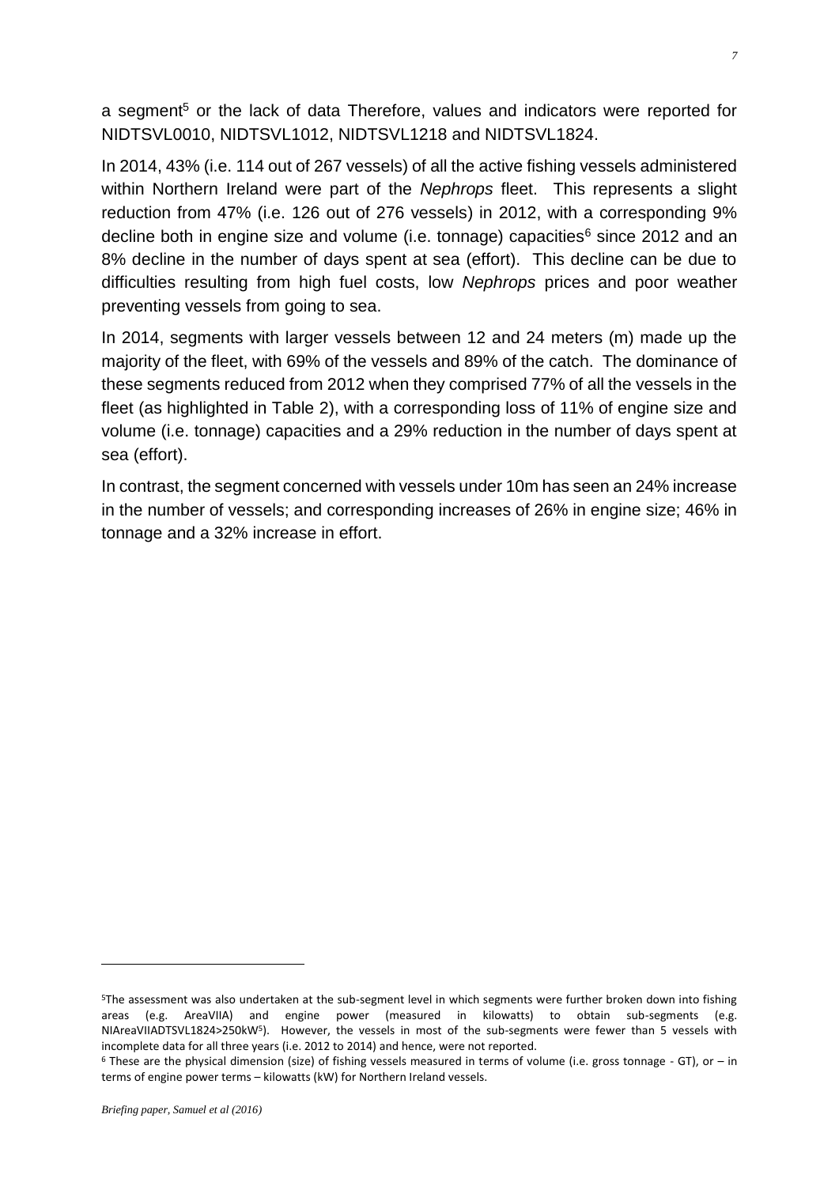a segment[5] or the lack of data Therefore, values and indicators were reported for NIDTSVL0010, NIDTSVL1012, NIDTSVL1218 and NIDTSVL1824.

In 2014, 43% (i.e. 114 out of 267 vessels) of all the active fishing vessels administered within Northern Ireland were part of the *Nephrops* fleet. This represents a slight reduction from 47% (i.e. 126 out of 276 vessels) in 2012, with a corresponding 9% decline both in engine size and volume (i.e. tonnage) capacities[6] since 2012 and an 8% decline in the number of days spent at sea (effort). This decline can be due to difficulties resulting from high fuel costs, low *Nephrops* prices and poor weather preventing vessels from going to sea.

In 2014, segments with larger vessels between 12 and 24 meters (m) made up the majority of the fleet, with 69% of the vessels and 89% of the catch. The dominance of these segments reduced from 2012 when they comprised 77% of all the vessels in the fleet (as highlighted in Table 2), with a corresponding loss of 11% of engine size and volume (i.e. tonnage) capacities and a 29% reduction in the number of days spent at sea (effort).

In contrast, the segment concerned with vessels under 10m has seen an 24% increase in the number of vessels; and corresponding increases of 26% in engine size; 46% in tonnage and a 32% increase in effort.

---

[5]The assessment was also undertaken at the sub-segment level in which segments were further broken down into fishing areas (e.g. AreaVIIA) and engine power (measured in kilowatts) to obtain sub-segments (e.g. NIAreaVIIADTSVL1824>250kW[5]). However, the vessels in most of the sub-segments were fewer than 5 vessels with incomplete data for all three years (i.e. 2012 to 2014) and hence, were not reported.

[6] These are the physical dimension (size) of fishing vessels measured in terms of volume (i.e. gross tonnage - GT), or – in terms of engine power terms – kilowatts (kW) for Northern Ireland vessels.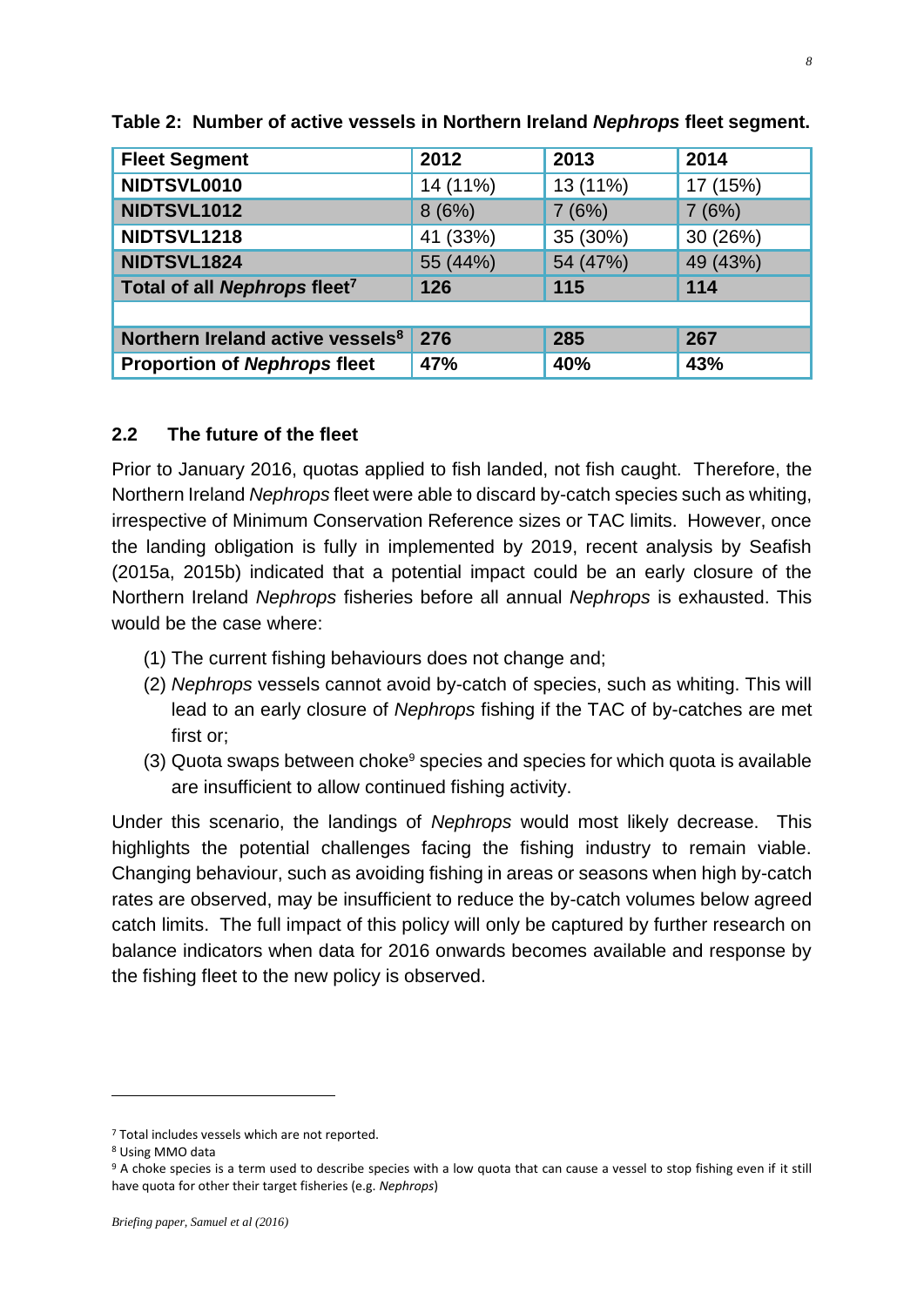**Table 2: Number of active vessels in Northern Ireland *Nephrops* fleet segment.**

| Fleet Segment | 2012 | 2013 | 2014 |
|---|---|---|---|
| **NIDTSVL0010** | 14 (11%) | 13 (11%) | 17 (15%) |
| **NIDTSVL1012** | 8 (6%) | 7 (6%) | 7 (6%) |
| **NIDTSVL1218** | 41 (33%) | 35 (30%) | 30 (26%) |
| **NIDTSVL1824** | 55 (44%) | 54 (47%) | 49 (43%) |
| **Total of all *Nephrops* fleet[7]** | **126** | **115** | **114** |
| | | | |
| **Northern Ireland active vessels[8]** | **276** | **285** | **267** |
| **Proportion of *Nephrops* fleet** | **47%** | **40%** | **43%** |

## 2.2 The future of the fleet

Prior to January 2016, quotas applied to fish landed, not fish caught. Therefore, the Northern Ireland *Nephrops* fleet were able to discard by-catch species such as whiting, irrespective of Minimum Conservation Reference sizes or TAC limits. However, once the landing obligation is fully in implemented by 2019, recent analysis by Seafish (2015a, 2015b) indicated that a potential impact could be an early closure of the Northern Ireland *Nephrops* fisheries before all annual *Nephrops* is exhausted. This would be the case where:

(1) The current fishing behaviours does not change and;

(2) *Nephrops* vessels cannot avoid by-catch of species, such as whiting. This will lead to an early closure of *Nephrops* fishing if the TAC of by-catches are met first or;

(3) Quota swaps between choke[9] species and species for which quota is available are insufficient to allow continued fishing activity.

Under this scenario, the landings of *Nephrops* would most likely decrease. This highlights the potential challenges facing the fishing industry to remain viable. Changing behaviour, such as avoiding fishing in areas or seasons when high by-catch rates are observed, may be insufficient to reduce the by-catch volumes below agreed catch limits. The full impact of this policy will only be captured by further research on balance indicators when data for 2016 onwards becomes available and response by the fishing fleet to the new policy is observed.

---

[7] Total includes vessels which are not reported.

[8] Using MMO data

[9] A choke species is a term used to describe species with a low quota that can cause a vessel to stop fishing even if it still have quota for other their target fisheries (e.g. *Nephrops*)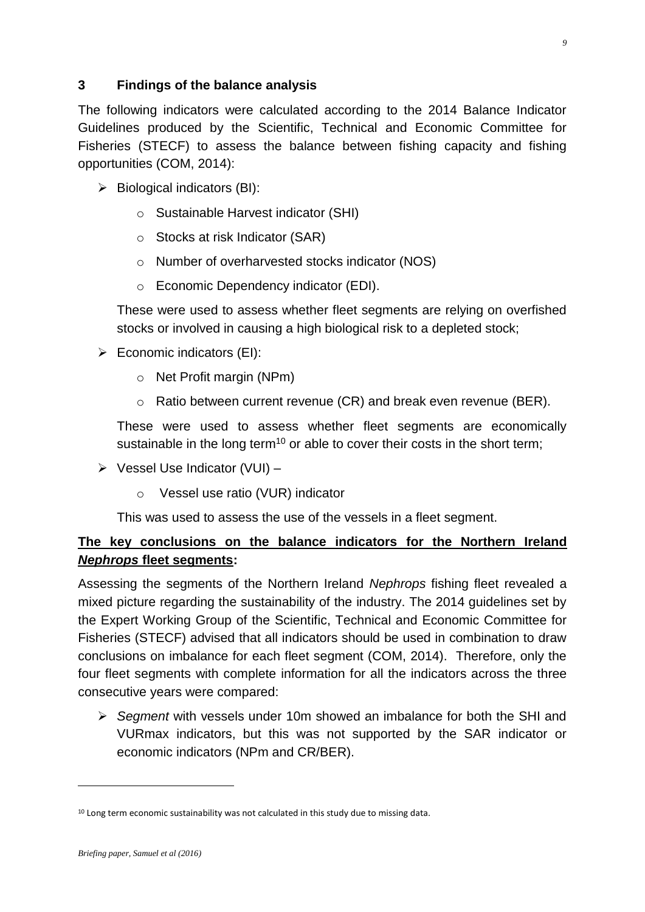## 3 Findings of the balance analysis

The following indicators were calculated according to the 2014 Balance Indicator Guidelines produced by the Scientific, Technical and Economic Committee for Fisheries (STECF) to assess the balance between fishing capacity and fishing opportunities (COM, 2014):

- Biological indicators (BI):
  - Sustainable Harvest indicator (SHI)
  - Stocks at risk Indicator (SAR)
  - Number of overharvested stocks indicator (NOS)
  - Economic Dependency indicator (EDI).

  These were used to assess whether fleet segments are relying on overfished stocks or involved in causing a high biological risk to a depleted stock;

- Economic indicators (EI):
  - Net Profit margin (NPm)
  - Ratio between current revenue (CR) and break even revenue (BER).

  These were used to assess whether fleet segments are economically sustainable in the long term[10] or able to cover their costs in the short term;

- Vessel Use Indicator (VUI) –
  - Vessel use ratio (VUR) indicator

  This was used to assess the use of the vessels in a fleet segment.

**<u>The key conclusions on the balance indicators for the Northern Ireland *Nephrops* fleet segments</u>:**

Assessing the segments of the Northern Ireland *Nephrops* fishing fleet revealed a mixed picture regarding the sustainability of the industry. The 2014 guidelines set by the Expert Working Group of the Scientific, Technical and Economic Committee for Fisheries (STECF) advised that all indicators should be used in combination to draw conclusions on imbalance for each fleet segment (COM, 2014). Therefore, only the four fleet segments with complete information for all the indicators across the three consecutive years were compared:

- *Segment* with vessels under 10m showed an imbalance for both the SHI and VURmax indicators, but this was not supported by the SAR indicator or economic indicators (NPm and CR/BER).

---

[10] Long term economic sustainability was not calculated in this study due to missing data.

*Briefing paper, Samuel et al (2016)*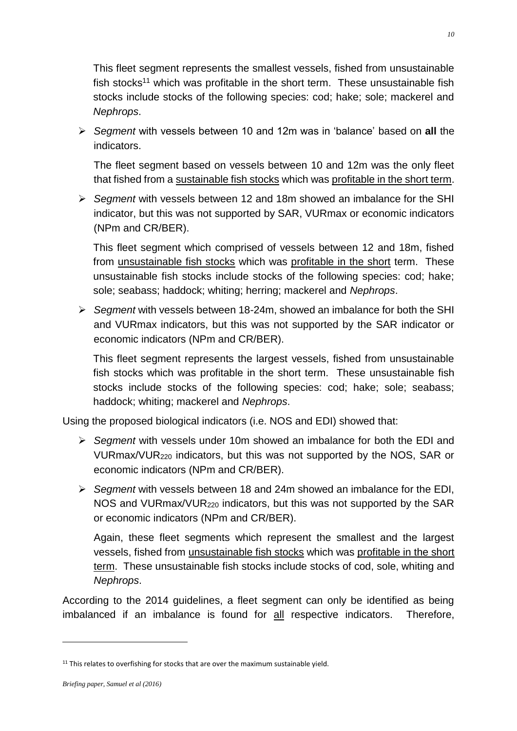This fleet segment represents the smallest vessels, fished from unsustainable fish stocks[11] which was profitable in the short term. These unsustainable fish stocks include stocks of the following species: cod; hake; sole; mackerel and *Nephrops*.

- *Segment* with vessels between 10 and 12m was in 'balance' based on **all** the indicators.

  The fleet segment based on vessels between 10 and 12m was the only fleet that fished from a <u>sustainable fish stocks</u> which was <u>profitable in the short term</u>.

- *Segment* with vessels between 12 and 18m showed an imbalance for the SHI indicator, but this was not supported by SAR, VURmax or economic indicators (NPm and CR/BER).

  This fleet segment which comprised of vessels between 12 and 18m, fished from <u>unsustainable fish stocks</u> which was <u>profitable in the short</u> term. These unsustainable fish stocks include stocks of the following species: cod; hake; sole; seabass; haddock; whiting; herring; mackerel and *Nephrops*.

- *Segment* with vessels between 18-24m, showed an imbalance for both the SHI and VURmax indicators, but this was not supported by the SAR indicator or economic indicators (NPm and CR/BER).

  This fleet segment represents the largest vessels, fished from unsustainable fish stocks which was profitable in the short term. These unsustainable fish stocks include stocks of the following species: cod; hake; sole; seabass; haddock; whiting; mackerel and *Nephrops*.

Using the proposed biological indicators (i.e. NOS and EDI) showed that:

- *Segment* with vessels under 10m showed an imbalance for both the EDI and VURmax/$VUR_{220}$ indicators, but this was not supported by the NOS, SAR or economic indicators (NPm and CR/BER).

- *Segment* with vessels between 18 and 24m showed an imbalance for the EDI, NOS and VURmax/$VUR_{220}$ indicators, but this was not supported by the SAR or economic indicators (NPm and CR/BER).

  Again, these fleet segments which represent the smallest and the largest vessels, fished from <u>unsustainable fish stocks</u> which was <u>profitable in the short term</u>. These unsustainable fish stocks include stocks of cod, sole, whiting and *Nephrops*.

According to the 2014 guidelines, a fleet segment can only be identified as being imbalanced if an imbalance is found for <u>all</u> respective indicators. Therefore,

[11] This relates to overfishing for stocks that are over the maximum sustainable yield.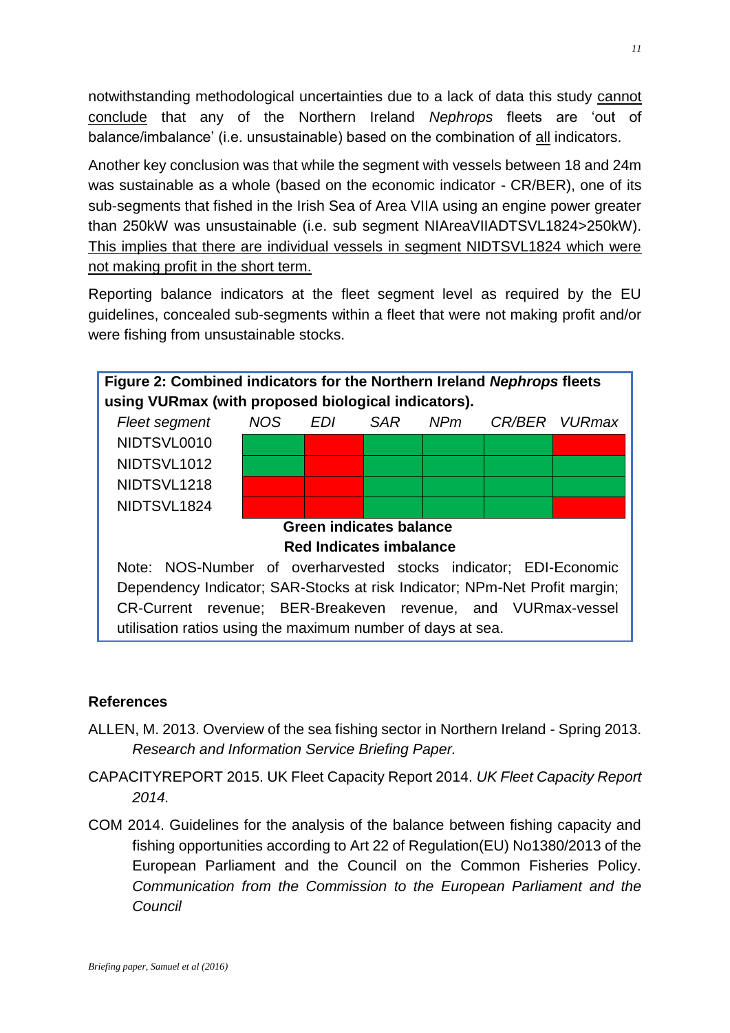notwithstanding methodological uncertainties due to a lack of data this study cannot conclude that any of the Northern Ireland *Nephrops* fleets are 'out of balance/imbalance' (i.e. unsustainable) based on the combination of all indicators.

Another key conclusion was that while the segment with vessels between 18 and 24m was sustainable as a whole (based on the economic indicator - CR/BER), one of its sub-segments that fished in the Irish Sea of Area VIIA using an engine power greater than 250kW was unsustainable (i.e. sub segment NIAreaVIIADTSVL1824>250kW). This implies that there are individual vessels in segment NIDTSVL1824 which were not making profit in the short term.

Reporting balance indicators at the fleet segment level as required by the EU guidelines, concealed sub-segments within a fleet that were not making profit and/or were fishing from unsustainable stocks.

**Figure 2: Combined indicators for the Northern Ireland *Nephrops* fleets using VURmax (with proposed biological indicators).**

| *Fleet segment* | *NOS* | *EDI* | *SAR* | *NPm* | *CR/BER* | *VURmax* |
|---|---|---|---|---|---|---|
| NIDTSVL0010 | Green | Red | Green | Green | Green | Red |
| NIDTSVL1012 | Green | Red | Green | Green | Green | Green |
| NIDTSVL1218 | Red | Red | Green | Green | Green | Green |
| NIDTSVL1824 | Red | Red | Green | Green | Green | Red |

**Green indicates balance**
**Red Indicates imbalance**

Note: NOS-Number of overharvested stocks indicator; EDI-Economic Dependency Indicator; SAR-Stocks at risk Indicator; NPm-Net Profit margin; CR-Current revenue; BER-Breakeven revenue, and VURmax-vessel utilisation ratios using the maximum number of days at sea.

### References

ALLEN, M. 2013. Overview of the sea fishing sector in Northern Ireland - Spring 2013. *Research and Information Service Briefing Paper.*

CAPACITYREPORT 2015. UK Fleet Capacity Report 2014. *UK Fleet Capacity Report 2014.*

COM 2014. Guidelines for the analysis of the balance between fishing capacity and fishing opportunities according to Art 22 of Regulation(EU) No1380/2013 of the European Parliament and the Council on the Common Fisheries Policy. *Communication from the Commission to the European Parliament and the Council*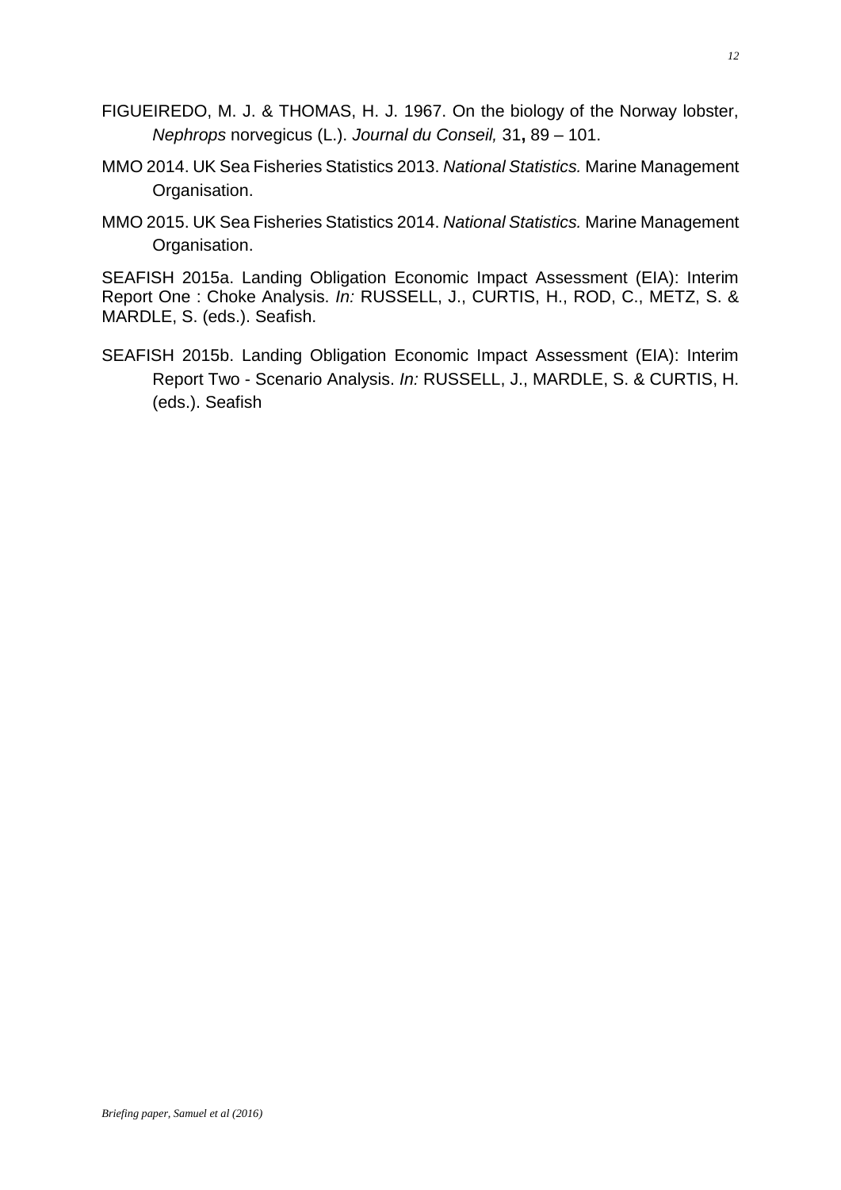FIGUEIREDO, M. J. & THOMAS, H. J. 1967. On the biology of the Norway lobster, *Nephrops* norvegicus (L.). *Journal du Conseil,* 31**,** 89 – 101.

MMO 2014. UK Sea Fisheries Statistics 2013. *National Statistics.* Marine Management Organisation.

MMO 2015. UK Sea Fisheries Statistics 2014. *National Statistics.* Marine Management Organisation.

SEAFISH 2015a. Landing Obligation Economic Impact Assessment (EIA): Interim Report One : Choke Analysis. *In:* RUSSELL, J., CURTIS, H., ROD, C., METZ, S. & MARDLE, S. (eds.). Seafish.

SEAFISH 2015b. Landing Obligation Economic Impact Assessment (EIA): Interim Report Two - Scenario Analysis. *In:* RUSSELL, J., MARDLE, S. & CURTIS, H. (eds.). Seafish